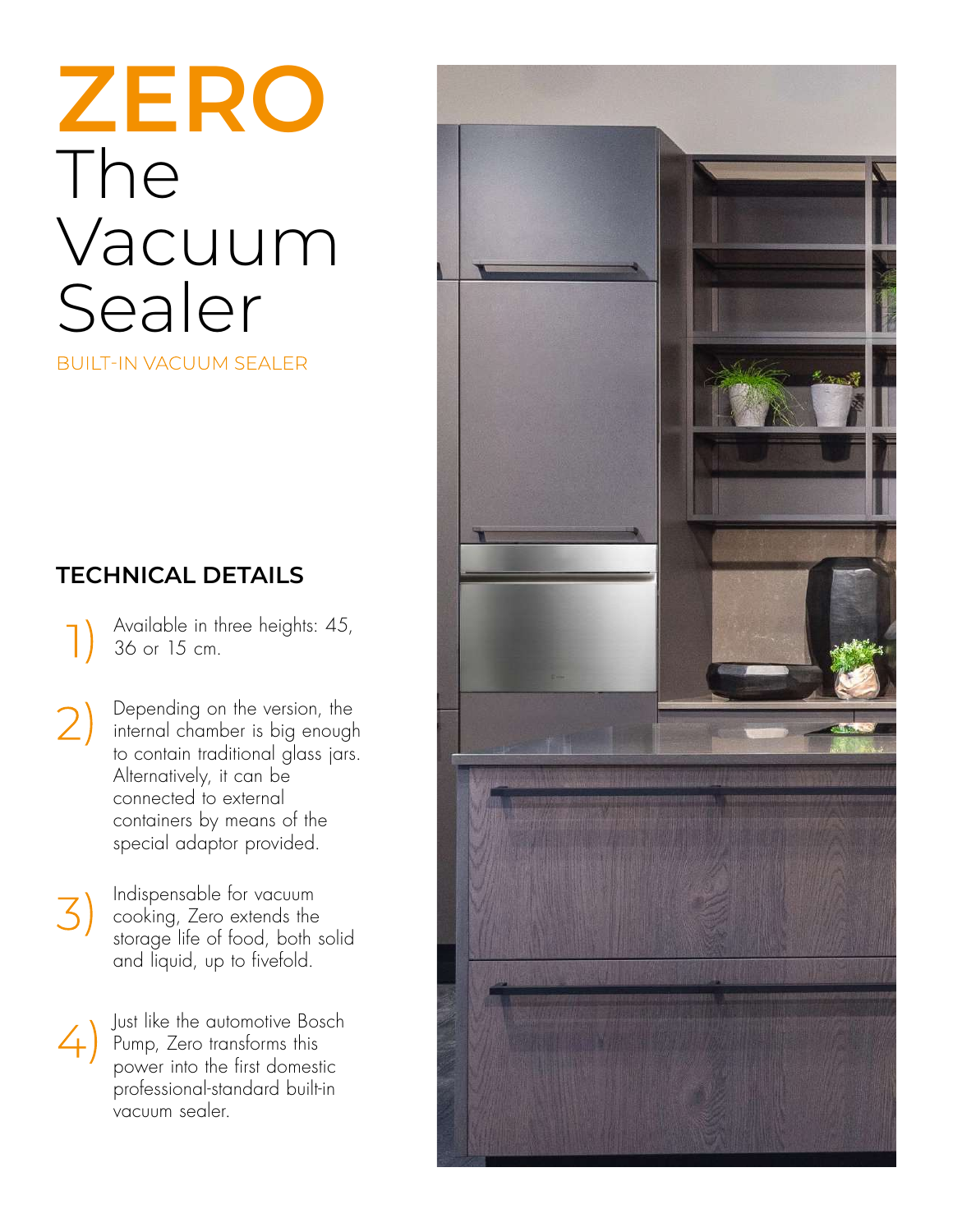# ZERO The Vacuum Sealer

BUILT-IN VACUUM SEALER

## TECHNICAL DETAILS

1) Available in three heights: 45, 36 or 15 cm.

2) Depending on the version, the internal chamber is big enough to contain traditional glass jars. Alternatively, it can be connected to external containers by means of the special adaptor provided.

3) Indispensable for vacuum cooking, Zero extends the storage life of food, both solid and liquid, up to fivefold.

4) Just like the automotive Bosch Pump, Zero transforms this power into the first domestic professional-standard built-in vacuum sealer.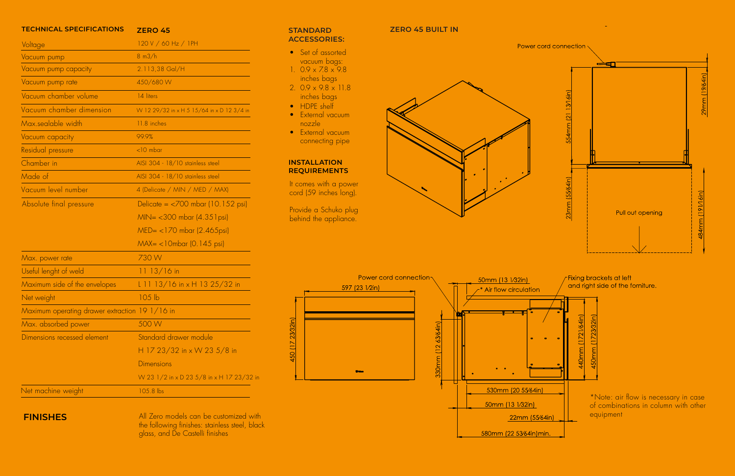## TECHNICAL SPECIFICATIONS

| TECHNICAL SPECIFICATIONS | ZERO 45 |
|---|---|
| Voltage | 120 V / 60 Hz / 1PH |
| Vacuum pump | 8 m3/h |
| Vacuum pump capacity | 2.113,38 Gal/H |
| Vacuum pump rate | 450/680 W |
| Vacuum chamber volume | 14 liters |
| Vacuum chamber dimension | W 12 29/32 in x H 5 15/64 in x D 12 3/4 in |
| Max.sealable width | 11.8 inches |
| Vacuum capacity | 99.9% |
| Residual pressure | <10 mbar |
| Chamber in | AISI 304 - 18/10 stainless steel |
| Made of | AISI 304 - 18/10 stainless steel |
| Vacuum level number | 4 (Delicate / MIN / MED / MAX) |
| Absolute final pressure | Delicate = <700 mbar (10.152 psi) |
| | MIN= <300 mbar (4.351psi) |
| | MED= <170 mbar (2.465psi) |
| | MAX= <10mbar (0.145 psi) |
| Max. power rate | 730 W |
| Useful lenght of weld | 11 13/16 in |
| Maximum side of the envelopes | L 11 13/16 in x H 13 25/32 in |
| Net weight | 105 lb |
| Maximum operating drawer extraction | 19 1/16 in |
| Max. absorbed power | 500 W |
| Dimensions recessed element | Standard drawer module |
| | H 17 23/32 in x W 23 5/8 in |
| | Dimensions |
| | W 23 1/2 in x D 23 5/8 in x H 17 23/32 in |
| Net machine weight | 105.8 lbs |

## FINISHES

All Zero models can be customized with the following finishes: stainless steel, black glass, and De Castelli finishes

## STANDARD ACCESSORIES:

- Set of assorted vacuum bags:
  1. 0.9 x 7.8 x 9.8 inches bags
  2. 0.9 x 9.8 x 11.8 inches bags
- HDPE shelf
- External vacuum nozzle
- External vacuum connecting pipe

## INSTALLATION REQUIREMENTS

It comes with a power cord (59 inches long).

Provide a Schuko plug behind the appliance.

## ZERO 45 BUILT IN

Power cord connection

554mm (21 13/16in)

29mm (19/64in)

23mm (55/64in)

Pull out opening

484mm (19 1/16in)

Power cord connection

597 (23 1/2in)

450 (17 23/32in)

50mm (13 1/32in)

* Air flow circulation

330mm (12 63/64in)

Fixing brackets at left and right side of the forniture.

440mm (17 21/64in)

450mm (17 23/32in)

530mm (20 55/64in)

50mm (13 1/32in)

22mm (55/64in)

580mm (22 53/64in)min.

*Note: air flow is necessary in case of combinations in column with other equipment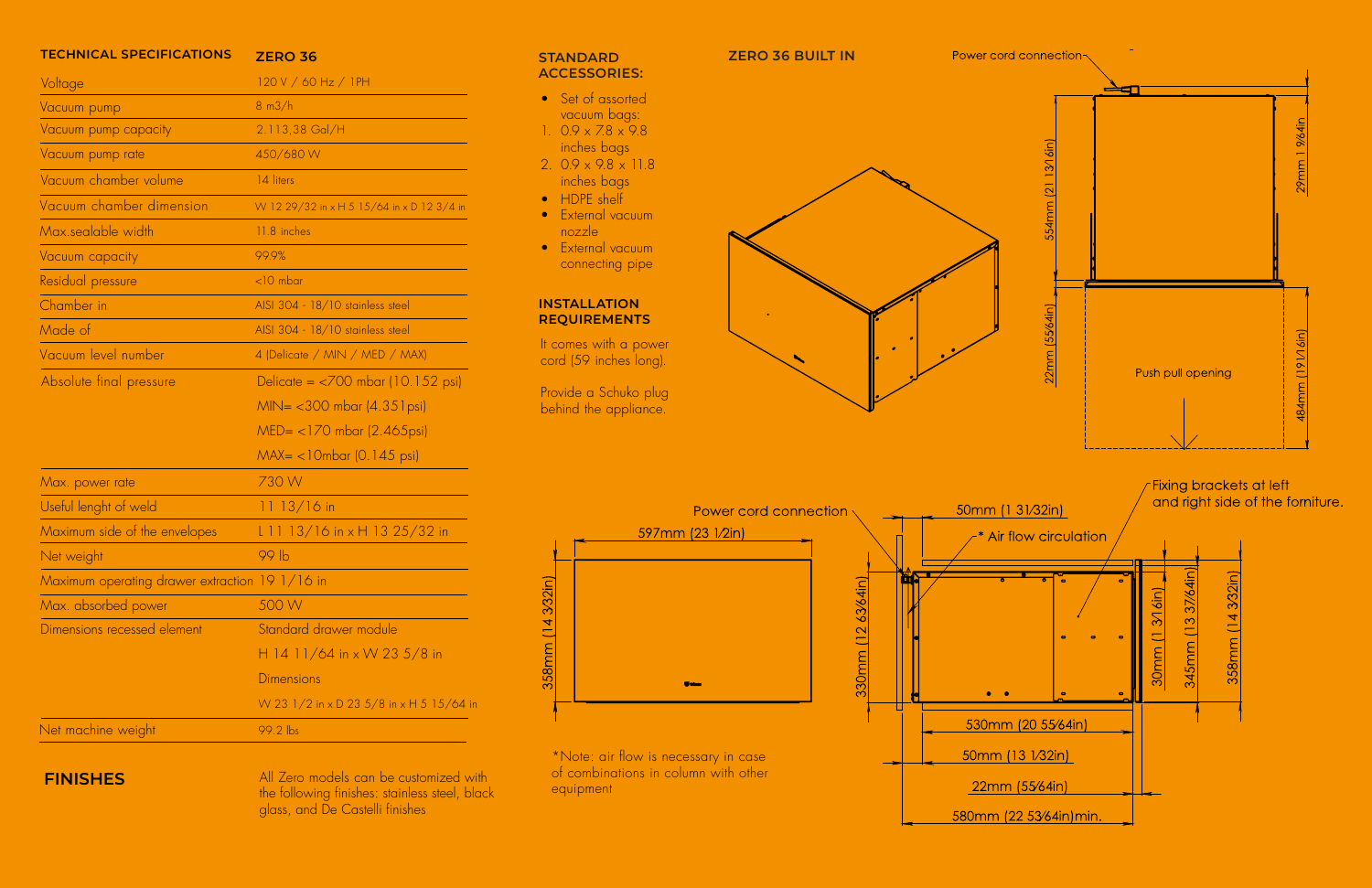## TECHNICAL SPECIFICATIONS

| TECHNICAL SPECIFICATIONS | ZERO 36 |
|---|---|
| Voltage | 120 V / 60 Hz / 1PH |
| Vacuum pump | 8 m3/h |
| Vacuum pump capacity | 2.113,38 Gal/H |
| Vacuum pump rate | 450/680 W |
| Vacuum chamber volume | 14 liters |
| Vacuum chamber dimension | W 12 29/32 in x H 5 15/64 in x D 12 3/4 in |
| Max.sealable width | 11.8 inches |
| Vacuum capacity | 99.9% |
| Residual pressure | <10 mbar |
| Chamber in | AISI 304 - 18/10 stainless steel |
| Made of | AISI 304 - 18/10 stainless steel |
| Vacuum level number | 4 (Delicate / MIN / MED / MAX) |
| Absolute final pressure | Delicate = <700 mbar (10.152 psi) |
| | MIN= <300 mbar (4.351psi) |
| | MED= <170 mbar (2.465psi) |
| | MAX= <10mbar (0.145 psi) |
| Max. power rate | 730 W |
| Useful lenght of weld | 11 13/16 in |
| Maximum side of the envelopes | L 11 13/16 in x H 13 25/32 in |
| Net weight | 99 lb |
| Maximum operating drawer extraction | 19 1/16 in |
| Max. absorbed power | 500 W |
| Dimensions recessed element | Standard drawer module |
| | H 14 11/64 in x W 23 5/8 in |
| | Dimensions |
| | W 23 1/2 in x D 23 5/8 in x H 5 15/64 in |
| Net machine weight | 99.2 lbs |

## FINISHES

All Zero models can be customized with the following finishes: stainless steel, black glass, and De Castelli finishes

## STANDARD ACCESSORIES:

- Set of assorted vacuum bags:
  1. 0.9 x 7.8 x 9.8 inches bags
  2. 0.9 x 9.8 x 11.8 inches bags
- HDPE shelf
- External vacuum nozzle
- External vacuum connecting pipe

## INSTALLATION REQUIREMENTS

It comes with a power cord (59 inches long).

Provide a Schuko plug behind the appliance.

## ZERO 36 BUILT IN

Power cord connection

554mm (21 13/16in)

29mm 1 9/64in

22mm (55/64in)

Push pull opening

484mm (19 1/16in)

Power cord connection

597mm (23 1/2in)

358mm (14 3/32in)

330mm (12 63/64in)

50mm (1 31/32in)

\* Air flow circulation

Fixing brackets at left and right side of the forniture.

30mm (1 3/16in)

345mm (13 37/64in)

358mm (14 3/32in)

530mm (20 55/64in)

50mm (13 1/32in)

22mm (55/64in)

580mm (22 53/64in)min.

\*Note: air flow is necessary in case of combinations in column with other equipment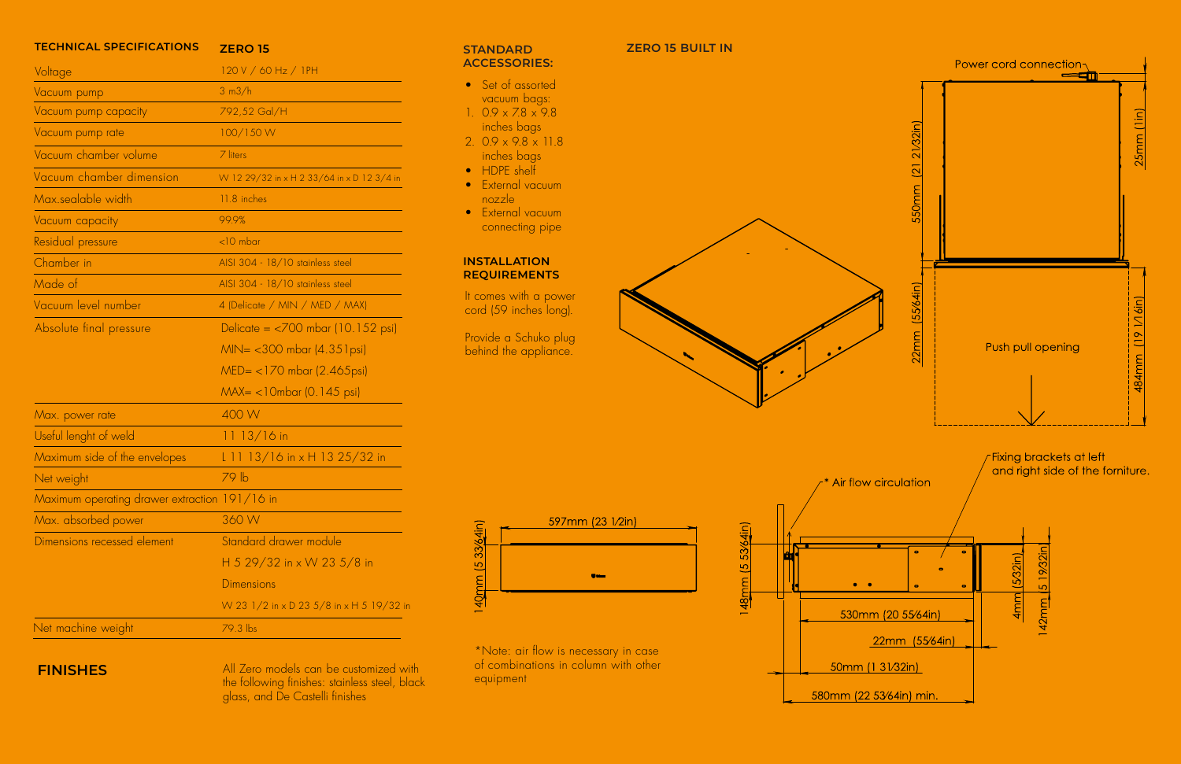| TECHNICAL SPECIFICATIONS | ZERO 15 |
|---|---|
| Voltage | 120 V / 60 Hz / 1PH |
| Vacuum pump | 3 m3/h |
| Vacuum pump capacity | 792,52 Gal/H |
| Vacuum pump rate | 100/150 W |
| Vacuum chamber volume | 7 liters |
| Vacuum chamber dimension | W 12 29/32 in x H 2 33/64 in x D 12 3/4 in |
| Max.sealable width | 11.8 inches |
| Vacuum capacity | 99.9% |
| Residual pressure | <10 mbar |
| Chamber in | AISI 304 - 18/10 stainless steel |
| Made of | AISI 304 - 18/10 stainless steel |
| Vacuum level number | 4 (Delicate / MIN / MED / MAX) |
| Absolute final pressure | Delicate = <700 mbar (10.152 psi)<br>MIN= <300 mbar (4.351psi)<br>MED= <170 mbar (2.465psi)<br>MAX= <10mbar (0.145 psi) |
| Max. power rate | 400 W |
| Useful lenght of weld | 11 13/16 in |
| Maximum side of the envelopes | L 11 13/16 in x H 13 25/32 in |
| Net weight | 79 lb |
| Maximum operating drawer extraction | 191/16 in |
| Max. absorbed power | 360 W |
| Dimensions recessed element | Standard drawer module<br>H 5 29/32 in x W 23 5/8 in<br>Dimensions<br>W 23 1/2 in x D 23 5/8 in x H 5 19/32 in |
| Net machine weight | 79.3 lbs |

## FINISHES

All Zero models can be customized with the following finishes: stainless steel, black glass, and De Castelli finishes

## STANDARD ACCESSORIES:

- Set of assorted vacuum bags:
  1. 0.9 x 7.8 x 9.8 inches bags
  2. 0.9 x 9.8 x 11.8 inches bags
- HDPE shelf
- External vacuum nozzle
- External vacuum connecting pipe

## INSTALLATION REQUIREMENTS

It comes with a power cord (59 inches long).

Provide a Schuko plug behind the appliance.

## ZERO 15 BUILT IN

Power cord connection

550mm (21 21/32in)

25mm (1in)

22mm (55/64in)

Push pull opening

484mm (19 1/16in)

597mm (23 1/2in)

140mm (5 33/64in)

* Air flow circulation

Fixing brackets at left and right side of the forniture.

148mm (5 53/64in)

4mm (5/32in)

142mm (5 19/32in)

530mm (20 55/64in)

22mm (55/64in)

50mm (1 31/32in)

580mm (22 53/64in) min.

*Note: air flow is necessary in case of combinations in column with other equipment